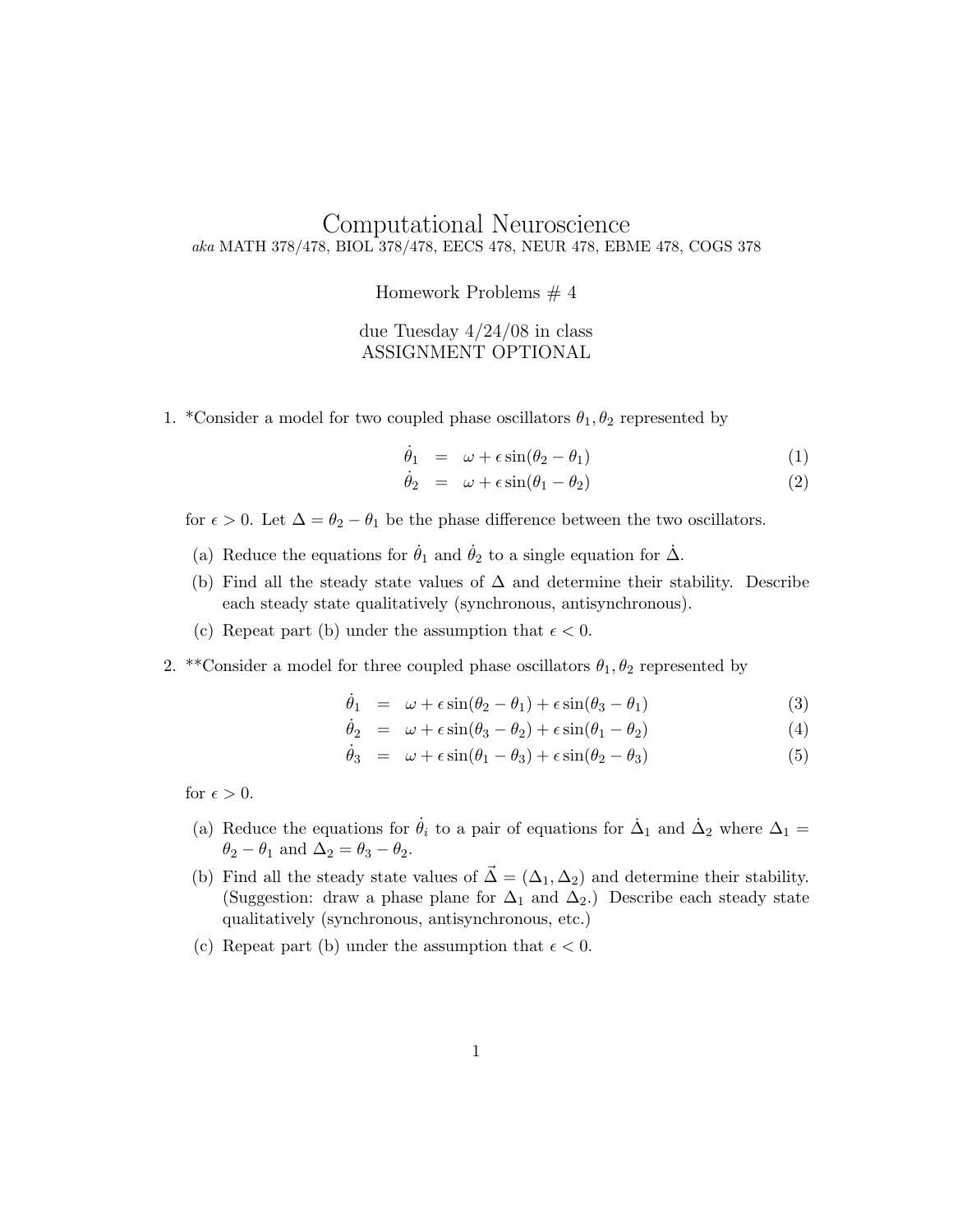# Computational Neuroscience

*aka* MATH 378/478, BIOL 378/478, EECS 478, NEUR 478, EBME 478, COGS 378

Homework Problems # 4

due Tuesday 4/24/08 in class
ASSIGNMENT OPTIONAL

1. *Consider a model for two coupled phase oscillators $\theta_1, \theta_2$ represented by

$$
\begin{aligned}
\dot{\theta}_1 &= \omega + \epsilon \sin(\theta_2 - \theta_1) && (1) \\
\dot{\theta}_2 &= \omega + \epsilon \sin(\theta_1 - \theta_2) && (2)
\end{aligned}
$$

for $\epsilon > 0$. Let $\Delta = \theta_2 - \theta_1$ be the phase difference between the two oscillators.

   (a) Reduce the equations for $\dot{\theta}_1$ and $\dot{\theta}_2$ to a single equation for $\dot{\Delta}$.

   (b) Find all the steady state values of $\Delta$ and determine their stability. Describe each steady state qualitatively (synchronous, antisynchronous).

   (c) Repeat part (b) under the assumption that $\epsilon < 0$.

2. **Consider a model for three coupled phase oscillators $\theta_1, \theta_2$ represented by

$$
\begin{aligned}
\dot{\theta}_1 &= \omega + \epsilon \sin(\theta_2 - \theta_1) + \epsilon \sin(\theta_3 - \theta_1) && (3) \\
\dot{\theta}_2 &= \omega + \epsilon \sin(\theta_3 - \theta_2) + \epsilon \sin(\theta_1 - \theta_2) && (4) \\
\dot{\theta}_3 &= \omega + \epsilon \sin(\theta_1 - \theta_3) + \epsilon \sin(\theta_2 - \theta_3) && (5)
\end{aligned}
$$

for $\epsilon > 0$.

   (a) Reduce the equations for $\dot{\theta}_i$ to a pair of equations for $\dot{\Delta}_1$ and $\dot{\Delta}_2$ where $\Delta_1 = \theta_2 - \theta_1$ and $\Delta_2 = \theta_3 - \theta_2$.

   (b) Find all the steady state values of $\vec{\Delta} = (\Delta_1, \Delta_2)$ and determine their stability. (Suggestion: draw a phase plane for $\Delta_1$ and $\Delta_2$.) Describe each steady state qualitatively (synchronous, antisynchronous, etc.)

   (c) Repeat part (b) under the assumption that $\epsilon < 0$.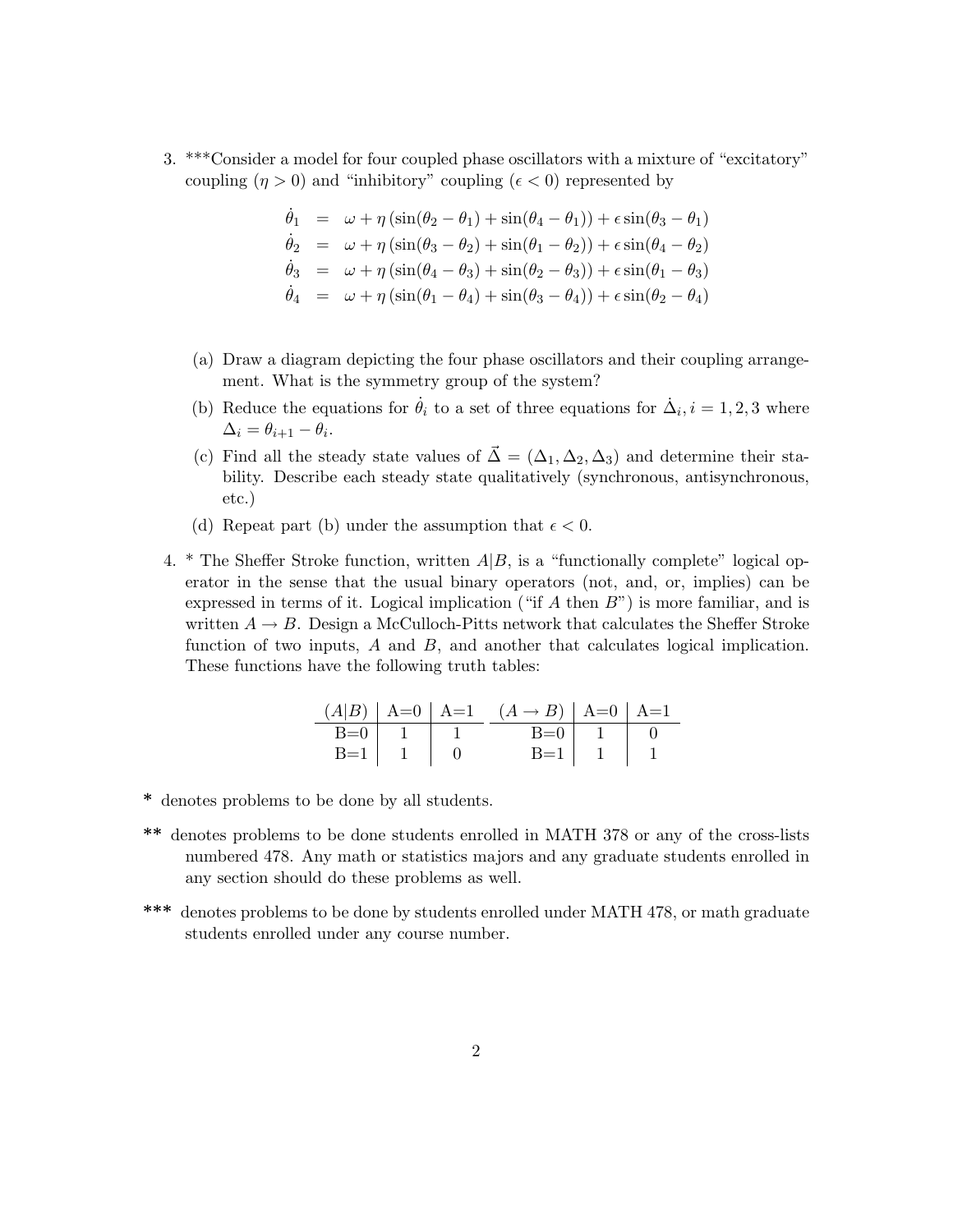3. ***Consider a model for four coupled phase oscillators with a mixture of "excitatory" coupling ($\eta > 0$) and "inhibitory" coupling ($\epsilon < 0$) represented by

$$
\begin{aligned}
\dot{\theta}_1 &= \omega + \eta\left(\sin(\theta_2 - \theta_1) + \sin(\theta_4 - \theta_1)\right) + \epsilon \sin(\theta_3 - \theta_1) \\
\dot{\theta}_2 &= \omega + \eta\left(\sin(\theta_3 - \theta_2) + \sin(\theta_1 - \theta_2)\right) + \epsilon \sin(\theta_4 - \theta_2) \\
\dot{\theta}_3 &= \omega + \eta\left(\sin(\theta_4 - \theta_3) + \sin(\theta_2 - \theta_3)\right) + \epsilon \sin(\theta_1 - \theta_3) \\
\dot{\theta}_4 &= \omega + \eta\left(\sin(\theta_1 - \theta_4) + \sin(\theta_3 - \theta_4)\right) + \epsilon \sin(\theta_2 - \theta_4)
\end{aligned}
$$

   (a) Draw a diagram depicting the four phase oscillators and their coupling arrangement. What is the symmetry group of the system?

   (b) Reduce the equations for $\dot{\theta}_i$ to a set of three equations for $\dot{\Delta}_i, i = 1, 2, 3$ where $\Delta_i = \theta_{i+1} - \theta_i$.

   (c) Find all the steady state values of $\vec{\Delta} = (\Delta_1, \Delta_2, \Delta_3)$ and determine their stability. Describe each steady state qualitatively (synchronous, antisynchronous, etc.)

   (d) Repeat part (b) under the assumption that $\epsilon < 0$.

4. * The Sheffer Stroke function, written $A|B$, is a "functionally complete" logical operator in the sense that the usual binary operators (not, and, or, implies) can be expressed in terms of it. Logical implication ("if $A$ then $B$") is more familiar, and is written $A \to B$. Design a McCulloch-Pitts network that calculates the Sheffer Stroke function of two inputs, $A$ and $B$, and another that calculates logical implication. These functions have the following truth tables:

| $(A\|B)$ | A=0 | A=1 | $(A \to B)$ | A=0 | A=1 |
|---|---|---|---|---|---|
| B=0 | 1 | 1 | B=0 | 1 | 0 |
| B=1 | 1 | 0 | B=1 | 1 | 1 |

**\*** denotes problems to be done by all students.

**\*\*** denotes problems to be done students enrolled in MATH 378 or any of the cross-lists numbered 478. Any math or statistics majors and any graduate students enrolled in any section should do these problems as well.

**\*\*\*** denotes problems to be done by students enrolled under MATH 478, or math graduate students enrolled under any course number.